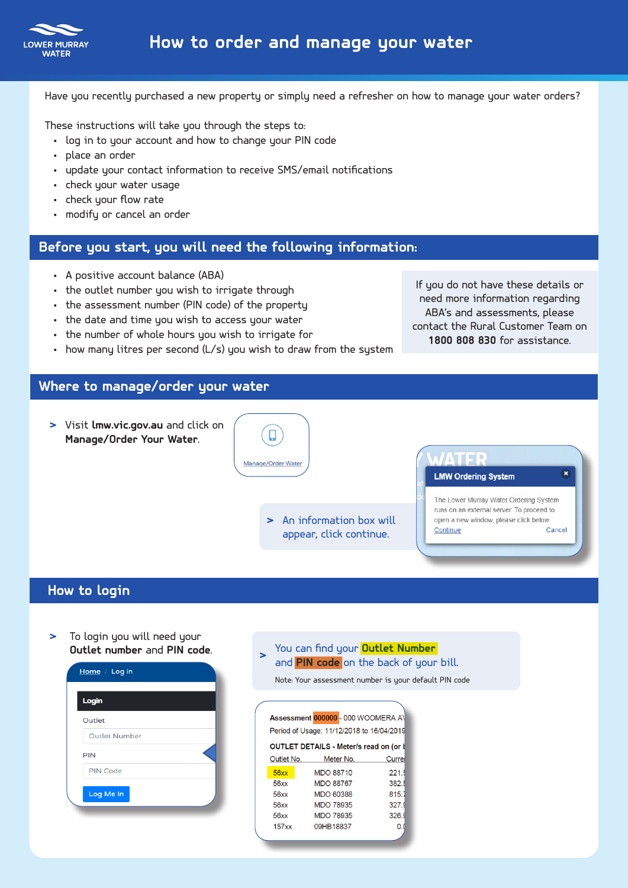# How to order and manage your water

Have you recently purchased a new property or simply need a refresher on how to manage your water orders?

These instructions will take you through the steps to:

- log in to your account and how to change your PIN code
- place an order
- update your contact information to receive SMS/email notifications
- check your water usage
- check your flow rate
- modify or cancel an order

## Before you start, you will need the following information:

- A positive account balance (ABA)
- the outlet number you wish to irrigate through
- the assessment number (PIN code) of the property
- the date and time you wish to access your water
- the number of whole hours you wish to irrigate for
- how many litres per second (L/s) you wish to draw from the system

If you do not have these details or need more information regarding ABA's and assessments, please contact the Rural Customer Team on **1800 808 830** for assistance.

## Where to manage/order your water

> Visit **lmw.vic.gov.au** and click on **Manage/Order Your Water**.

Manage/Order Water

> An information box will appear, click continue.

**LMW Ordering System**

The Lower Murray Water Ordering System runs on an external server. To proceed to open a new window, please click below

Continue Cancel

## How to login

> To login you will need your **Outlet number** and **PIN code**.

Home / Log in

**Login**

Outlet: Outlet Number

PIN: PIN Code

Log Me In

> You can find your **Outlet Number** and **PIN code** on the back of your bill.

Note: Your assessment number is your default PIN code

Assessment 000000 - 000 WOOMERA A

Period of Usage: 11/12/2018 to 16/04/2019

OUTLET DETAILS - Meter/s read on (or

| Outlet No. | Meter No. | Curre |
|---|---|---|
| 56xx | MDO 88710 | 221.5 |
| 56xx | MDO 88767 | 382.5 |
| 56xx | MDO 60388 | 815.7 |
| 56xx | MDO 78935 | 327.9 |
| 56xx | MDO 78935 | 326.9 |
| 157xx | 09HB18837 | 0.0 |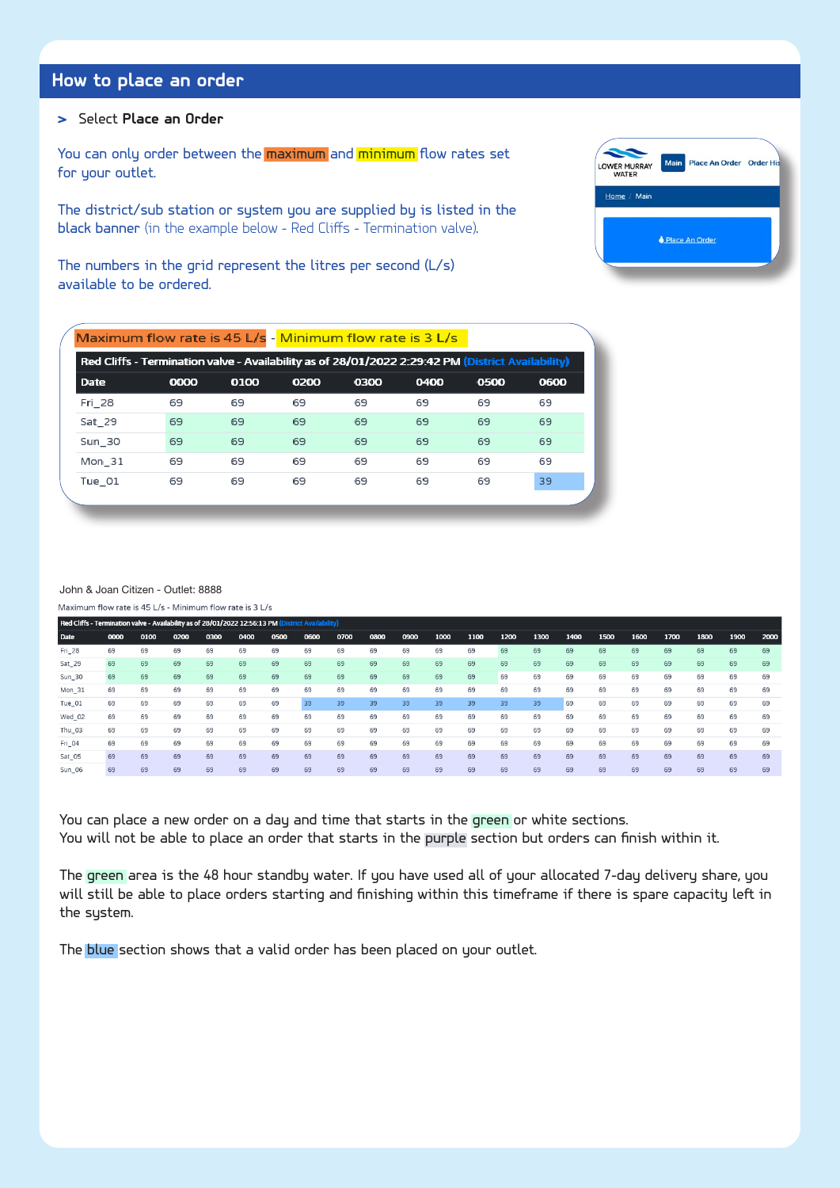## How to place an order

> Select **Place an Order**

You can only order between the maximum and minimum flow rates set for your outlet.

The district/sub station or system you are supplied by is listed in the black banner (in the example below - Red Cliffs - Termination valve).

The numbers in the grid represent the litres per second (L/s) available to be ordered.

LOWER MURRAY WATER | Main | Place An Order | Order His

Home / Main

Place An Order

Maximum flow rate is 45 L/s - Minimum flow rate is 3 L/s

Red Cliffs - Termination valve - Availability as of 28/01/2022 2:29:42 PM (District Availability)

| Date | 0000 | 0100 | 0200 | 0300 | 0400 | 0500 | 0600 |
|---|---|---|---|---|---|---|---|
| Fri_28 | 69 | 69 | 69 | 69 | 69 | 69 | 69 |
| Sat_29 | 69 | 69 | 69 | 69 | 69 | 69 | 69 |
| Sun_30 | 69 | 69 | 69 | 69 | 69 | 69 | 69 |
| Mon_31 | 69 | 69 | 69 | 69 | 69 | 69 | 69 |
| Tue_01 | 69 | 69 | 69 | 69 | 69 | 69 | 39 |

John & Joan Citizen - Outlet: 8888

Maximum flow rate is 45 L/s - Minimum flow rate is 3 L/s

Red Cliffs - Termination valve - Availability as of 28/01/2022 12:56:13 PM (District Availability)

| Date | 0000 | 0100 | 0200 | 0300 | 0400 | 0500 | 0600 | 0700 | 0800 | 0900 | 1000 | 1100 | 1200 | 1300 | 1400 | 1500 | 1600 | 1700 | 1800 | 1900 | 2000 |
|---|---|---|---|---|---|---|---|---|---|---|---|---|---|---|---|---|---|---|---|---|---|
| Fri_28 | 69 | 69 | 69 | 69 | 69 | 69 | 69 | 69 | 69 | 69 | 69 | 69 | 69 | 69 | 69 | 69 | 69 | 69 | 69 | 69 | 69 |
| Sat_29 | 69 | 69 | 69 | 69 | 69 | 69 | 69 | 69 | 69 | 69 | 69 | 69 | 69 | 69 | 69 | 69 | 69 | 69 | 69 | 69 | 69 |
| Sun_30 | 69 | 69 | 69 | 69 | 69 | 69 | 69 | 69 | 69 | 69 | 69 | 69 | 69 | 69 | 69 | 69 | 69 | 69 | 69 | 69 | 69 |
| Mon_31 | 69 | 69 | 69 | 69 | 69 | 69 | 69 | 69 | 69 | 69 | 69 | 69 | 69 | 69 | 69 | 69 | 69 | 69 | 69 | 69 | 69 |
| Tue_01 | 69 | 69 | 69 | 69 | 69 | 69 | 39 | 39 | 39 | 39 | 39 | 39 | 39 | 39 | 69 | 69 | 69 | 69 | 69 | 69 | 69 |
| Wed_02 | 69 | 69 | 69 | 69 | 69 | 69 | 69 | 69 | 69 | 69 | 69 | 69 | 69 | 69 | 69 | 69 | 69 | 69 | 69 | 69 | 69 |
| Thu_03 | 69 | 69 | 69 | 69 | 69 | 69 | 69 | 69 | 69 | 69 | 69 | 69 | 69 | 69 | 69 | 69 | 69 | 69 | 69 | 69 | 69 |
| Fri_04 | 69 | 69 | 69 | 69 | 69 | 69 | 69 | 69 | 69 | 69 | 69 | 69 | 69 | 69 | 69 | 69 | 69 | 69 | 69 | 69 | 69 |
| Sat_05 | 69 | 69 | 69 | 69 | 69 | 69 | 69 | 69 | 69 | 69 | 69 | 69 | 69 | 69 | 69 | 69 | 69 | 69 | 69 | 69 | 69 |
| Sun_06 | 69 | 69 | 69 | 69 | 69 | 69 | 69 | 69 | 69 | 69 | 69 | 69 | 69 | 69 | 69 | 69 | 69 | 69 | 69 | 69 | 69 |

You can place a new order on a day and time that starts in the green or white sections.
You will not be able to place an order that starts in the purple section but orders can finish within it.

The green area is the 48 hour standby water. If you have used all of your allocated 7-day delivery share, you will still be able to place orders starting and finishing within this timeframe if there is spare capacity left in the system.

The blue section shows that a valid order has been placed on your outlet.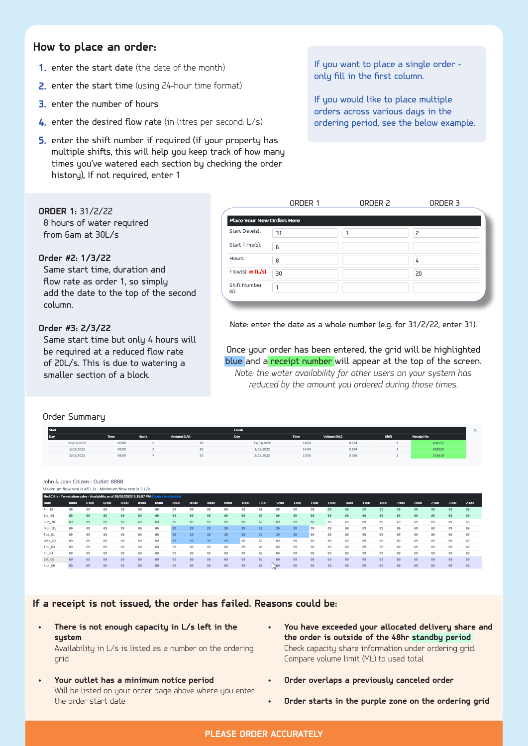## How to place an order:

1. enter the start date (the date of the month)
2. enter the start time (using 24-hour time format)
3. enter the number of hours
4. enter the desired flow rate (in litres per second: L/s)
5. enter the shift number if required (if your property has multiple shifts, this will help you keep track of how many times you've watered each section by checking the order history), If not required, enter 1

If you want to place a single order - only fill in the first column.

If you would like to place multiple orders across various days in the ordering period, see the below example.

**ORDER 1:** 31/2/22
8 hours of water required from 6am at 30L/s

**Order #2:** 1/3/22
Same start time, duration and flow rate as order 1, so simply add the date to the top of the second column.

**Order #3:** 2/3/22
Same start time but only 4 hours will be required at a reduced flow rate of 20L/s. This is due to watering a smaller section of a block.

**Place Your New Orders Here**

| | ORDER 1 | ORDER 2 | ORDER 3 |
|---|---|---|---|
| Start Date(s): | 31 | 1 | 2 |
| Start Time(s): | 6 | | |
| Hours: | 8 | | 4 |
| Flow(s): in (L/s) | 30 | | 20 |
| Shift Number (s): | 1 | | |

Note: enter the date as a whole number (e.g. for 31/2/22, enter 31).

Once your order has been entered, the grid will be highlighted blue and a receipt number will appear at the top of the screen.
*Note: the water availability for other users on your system has reduced by the amount you ordered during those times.*

Order Summary

| Start Day | Time | Hours | Amount (L/s) | Finish Day | Time | Volume (ML) | Shift | Receipt No |
|---|---|---|---|---|---|---|---|---|
| 31/01/2022 | 06:00 | 8 | 30 | 31/01/2022 | 14:00 | 0.864 | 1 | 404153 |
| 1/02/2022 | 06:00 | 8 | 30 | 1/02/2022 | 14:00 | 0.864 | 1 | 669625 |
| 2/02/2022 | 06:00 | 4 | 20 | 2/02/2022 | 10:00 | 0.288 | 1 | 323616 |

John & Joan Citizen - Outlet: 8888
Maximum flow rate is 45 L/s - Minimum flow rate is 3 L/s

Red Cliffs - Termination valve - Availability as of 28/01/2022 3:15:07 PM (District Availability)

| Date | 0000 | 0100 | 0200 | 0300 | 0400 | 0500 | 0600 | 0700 | 0800 | 0900 | 1000 | 1100 | 1200 | 1300 | 1400 | 1500 | 1600 | 1700 | 1800 | 1900 | 2000 | 2100 | 2200 | 2300 |
|---|---|---|---|---|---|---|---|---|---|---|---|---|---|---|---|---|---|---|---|---|---|---|---|---|
| Fri_28 | 69 | 69 | 69 | 69 | 69 | 69 | 69 | 69 | 69 | 69 | 69 | 69 | 69 | 69 | 69 | 69 | 69 | 69 | 69 | 69 | 69 | 69 | 69 | 69 |
| Sat_29 | 69 | 69 | 69 | 69 | 69 | 69 | 69 | 69 | 69 | 69 | 69 | 69 | 69 | 69 | 69 | 69 | 69 | 69 | 69 | 69 | 69 | 69 | 69 | 69 |
| Sun_30 | 69 | 69 | 69 | 69 | 69 | 69 | 69 | 69 | 69 | 69 | 69 | 69 | 69 | 69 | 69 | 69 | 69 | 69 | 69 | 69 | 69 | 69 | 69 | 69 |
| Mon_31 | 69 | 69 | 69 | 69 | 69 | 69 | 39 | 39 | 39 | 39 | 39 | 39 | 39 | 39 | 69 | 69 | 69 | 69 | 69 | 69 | 69 | 69 | 69 | 69 |
| Tue_01 | 69 | 69 | 69 | 69 | 69 | 69 | 39 | 39 | 39 | 39 | 39 | 39 | 39 | 39 | 69 | 69 | 69 | 69 | 69 | 69 | 69 | 69 | 69 | 69 |
| Wed_02 | 69 | 69 | 69 | 69 | 69 | 69 | 49 | 49 | 49 | 49 | 69 | 69 | 69 | 69 | 69 | 69 | 69 | 69 | 69 | 69 | 69 | 69 | 69 | 69 |
| Thu_03 | 69 | 69 | 69 | 69 | 69 | 69 | 69 | 69 | 69 | 69 | 69 | 69 | 69 | 69 | 69 | 69 | 69 | 69 | 69 | 69 | 69 | 69 | 69 | 69 |
| Fri_04 | 69 | 69 | 69 | 69 | 69 | 69 | 69 | 69 | 69 | 69 | 69 | 69 | 69 | 69 | 69 | 69 | 69 | 69 | 69 | 69 | 69 | 69 | 69 | 69 |
| Sat_05 | 69 | 69 | 69 | 69 | 69 | 69 | 69 | 69 | 69 | 69 | 69 | 69 | 69 | 69 | 69 | 69 | 69 | 69 | 69 | 69 | 69 | 69 | 69 | 69 |
| Sun_06 | 69 | 69 | 69 | 69 | 69 | 69 | 69 | 69 | 69 | 69 | 69 | 69 | 69 | 69 | 69 | 69 | 69 | 69 | 69 | 69 | 69 | 69 | 69 | 69 |

## If a receipt is not issued, the order has failed. Reasons could be:

- **There is not enough capacity in L/s left in the system**
  Availability in L/s is listed as a number on the ordering grid
- **Your outlet has a minimum notice period**
  Will be listed on your order page above where you enter the order start date
- **You have exceeded your allocated delivery share and the order is outside of the 48hr standby period**
  Check capacity share information under ordering grid. Compare volume limit (ML) to used total
- **Order overlaps a previously canceled order**
- **Order starts in the purple zone on the ordering grid**

PLEASE ORDER ACCURATELY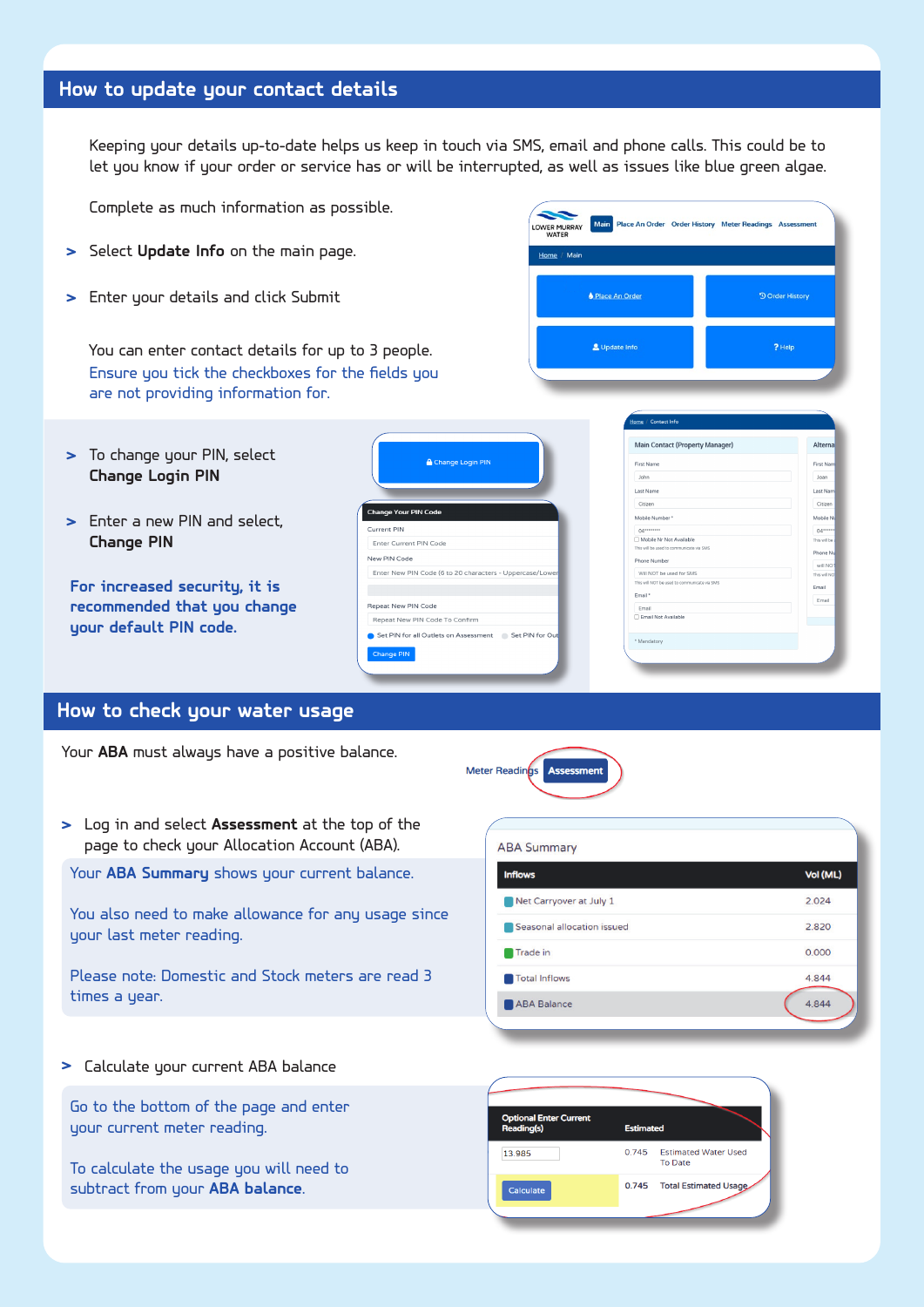## How to update your contact details

Keeping your details up-to-date helps us keep in touch via SMS, email and phone calls. This could be to let you know if your order or service has or will be interrupted, as well as issues like blue green algae.

Complete as much information as possible.

> Select **Update Info** on the main page.

> Enter your details and click Submit

You can enter contact details for up to 3 people.
Ensure you tick the checkboxes for the fields you are not providing information for.

> To change your PIN, select **Change Login PIN**

> Enter a new PIN and select, **Change PIN**

**For increased security, it is recommended that you change your default PIN code.**

## How to check your water usage

Your **ABA** must always have a positive balance.

> Log in and select **Assessment** at the top of the page to check your Allocation Account (ABA).

Your **ABA Summary** shows your current balance.

You also need to make allowance for any usage since your last meter reading.

Please note: Domestic and Stock meters are read 3 times a year.

ABA Summary

| Inflows | Vol (ML) |
|---|---|
| Net Carryover at July 1 | 2.024 |
| Seasonal allocation issued | 2.820 |
| Trade in | 0.000 |
| Total Inflows | 4.844 |
| ABA Balance | 4.844 |

> Calculate your current ABA balance

Go to the bottom of the page and enter your current meter reading.

To calculate the usage you will need to subtract from your **ABA balance**.

| Optional Enter Current Reading(s) | Estimated | |
|---|---|---|
| 13.985 | 0.745 | Estimated Water Used To Date |
| Calculate | 0.745 | Total Estimated Usage |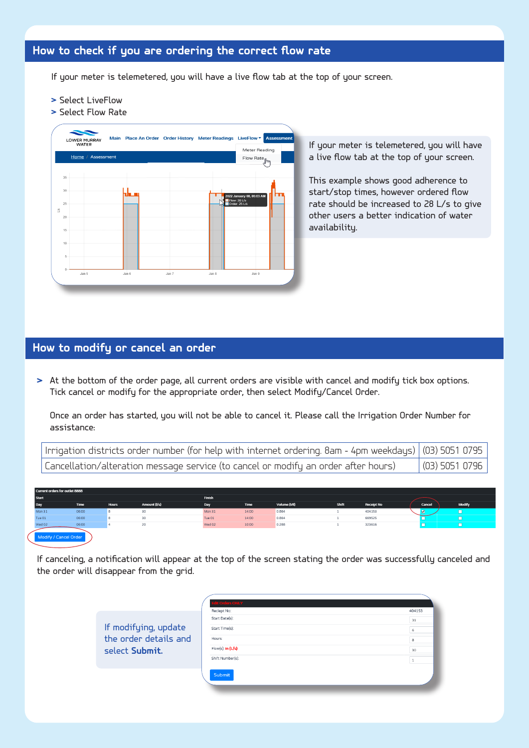## How to check if you are ordering the correct flow rate

If your meter is telemetered, you will have a live flow tab at the top of your screen.

> Select LiveFlow
> Select Flow Rate

If your meter is telemetered, you will have a live flow tab at the top of your screen.

This example shows good adherence to start/stop times, however ordered flow rate should be increased to 28 L/s to give other users a better indication of water availability.

## How to modify or cancel an order

> At the bottom of the order page, all current orders are visible with cancel and modify tick box options. Tick cancel or modify for the appropriate order, then select Modify/Cancel Order.

Once an order has started, you will not be able to cancel it. Please call the Irrigation Order Number for assistance:

| | |
|---|---|
| Irrigation districts order number (for help with internet ordering. 8am - 4pm weekdays) | (03) 5051 0795 |
| Cancellation/alteration message service (to cancel or modify an order after hours) | (03) 5051 0796 |

If canceling, a notification will appear at the top of the screen stating the order was successfully canceled and the order will disappear from the grid.

If modifying, update the order details and select **Submit.**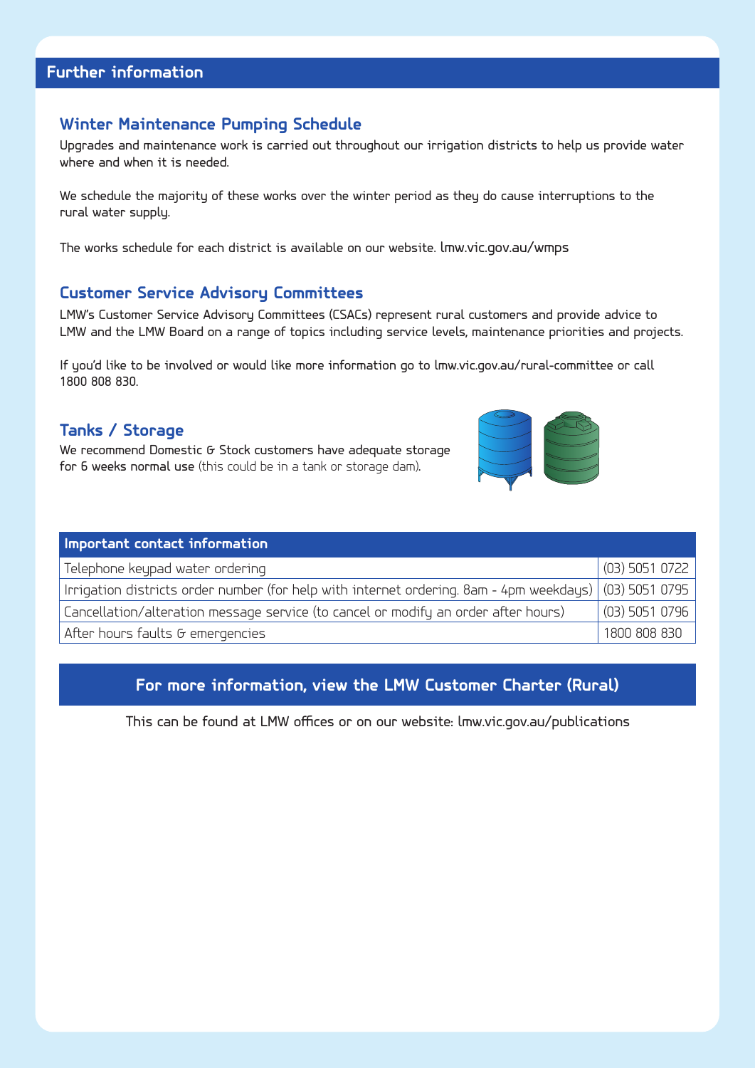## Further information

### Winter Maintenance Pumping Schedule

Upgrades and maintenance work is carried out throughout our irrigation districts to help us provide water where and when it is needed.

We schedule the majority of these works over the winter period as they do cause interruptions to the rural water supply.

The works schedule for each district is available on our website. lmw.vic.gov.au/wmps

### Customer Service Advisory Committees

LMW's Customer Service Advisory Committees (CSACs) represent rural customers and provide advice to LMW and the LMW Board on a range of topics including service levels, maintenance priorities and projects.

If you'd like to be involved or would like more information go to lmw.vic.gov.au/rural-committee or call 1800 808 830.

### Tanks / Storage

We recommend Domestic & Stock customers have adequate storage **for 6 weeks normal use** (this could be in a tank or storage dam).

| Important contact information | |
|---|---|
| Telephone keypad water ordering | (03) 5051 0722 |
| Irrigation districts order number (for help with internet ordering. 8am - 4pm weekdays) | (03) 5051 0795 |
| Cancellation/alteration message service (to cancel or modify an order after hours) | (03) 5051 0796 |
| After hours faults & emergencies | 1800 808 830 |

**For more information, view the LMW Customer Charter (Rural)**

This can be found at LMW offices or on our website: lmw.vic.gov.au/publications